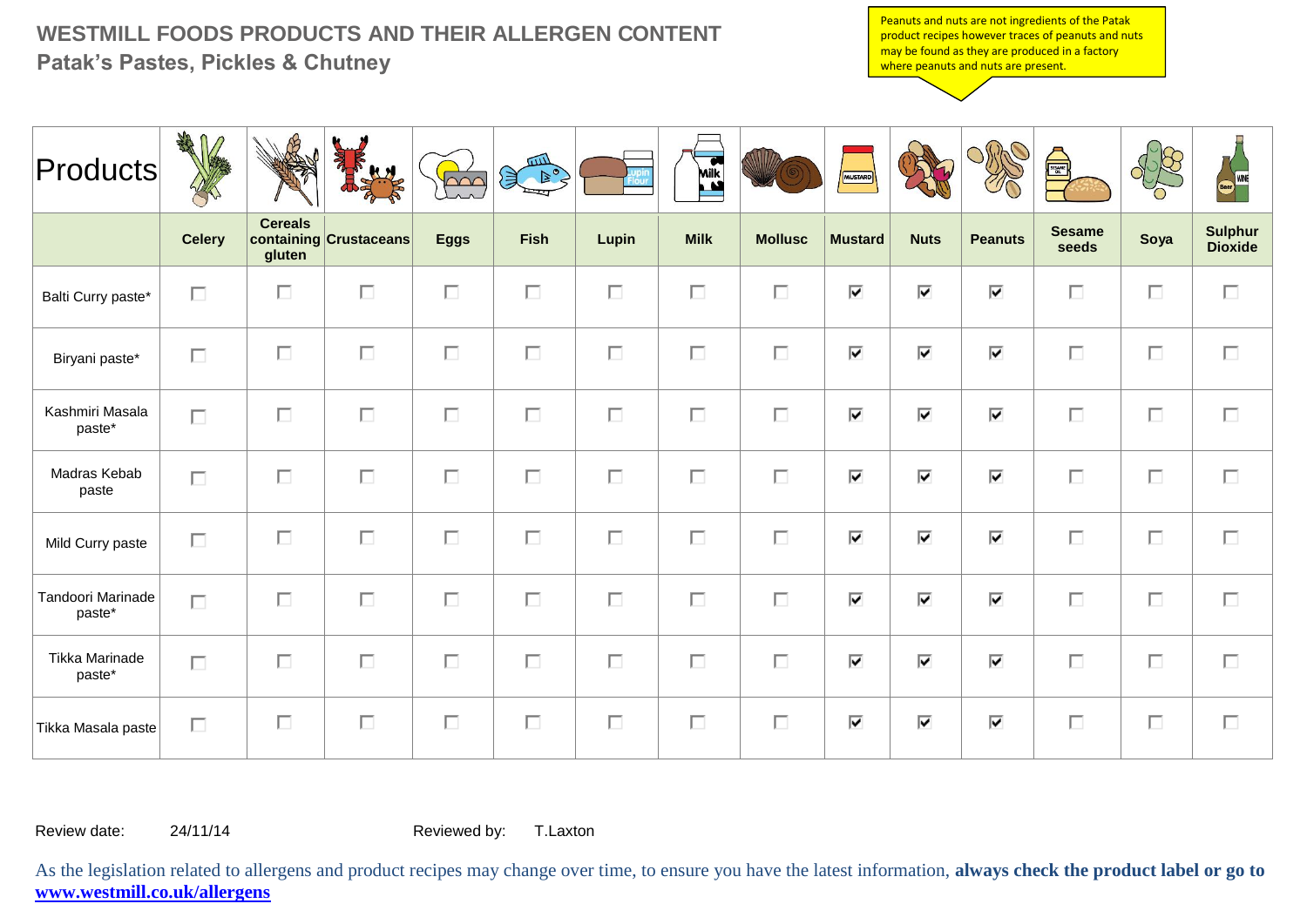# WESTMILL FOODS PRODUCTS AND THEIR ALLERGEN CONTENT

## Patak's Pastes, Pickles & Chutney

Peanuts and nuts are not ingredients of the Patak product recipes however traces of peanuts and nuts may be found as they are produced in a factory where peanuts and nuts are present.

| Products | Celery | Cereals containing gluten | Crustaceans | Eggs | Fish | Lupin | Milk | Mollusc | Mustard | Nuts | Peanuts | Sesame seeds | Soya | Sulphur Dioxide |
|---|---|---|---|---|---|---|---|---|---|---|---|---|---|---|
| Balti Curry paste* | ☐ | ☐ | ☐ | ☐ | ☐ | ☐ | ☐ | ☐ | ☑ | ☑ | ☑ | ☐ | ☐ | ☐ |
| Biryani paste* | ☐ | ☐ | ☐ | ☐ | ☐ | ☐ | ☐ | ☐ | ☑ | ☑ | ☑ | ☐ | ☐ | ☐ |
| Kashmiri Masala paste* | ☐ | ☐ | ☐ | ☐ | ☐ | ☐ | ☐ | ☐ | ☑ | ☑ | ☑ | ☐ | ☐ | ☐ |
| Madras Kebab paste | ☐ | ☐ | ☐ | ☐ | ☐ | ☐ | ☐ | ☐ | ☑ | ☑ | ☑ | ☐ | ☐ | ☐ |
| Mild Curry paste | ☐ | ☐ | ☐ | ☐ | ☐ | ☐ | ☐ | ☐ | ☑ | ☑ | ☑ | ☐ | ☐ | ☐ |
| Tandoori Marinade paste* | ☐ | ☐ | ☐ | ☐ | ☐ | ☐ | ☐ | ☐ | ☑ | ☑ | ☑ | ☐ | ☐ | ☐ |
| Tikka Marinade paste* | ☐ | ☐ | ☐ | ☐ | ☐ | ☐ | ☐ | ☐ | ☑ | ☑ | ☑ | ☐ | ☐ | ☐ |
| Tikka Masala paste | ☐ | ☐ | ☐ | ☐ | ☐ | ☐ | ☐ | ☐ | ☑ | ☑ | ☑ | ☐ | ☐ | ☐ |

Review date: 24/11/14 Reviewed by: T.Laxton

As the legislation related to allergens and product recipes may change over time, to ensure you have the latest information, **always check the product label or go to [www.westmill.co.uk/allergens](www.westmill.co.uk/allergens)**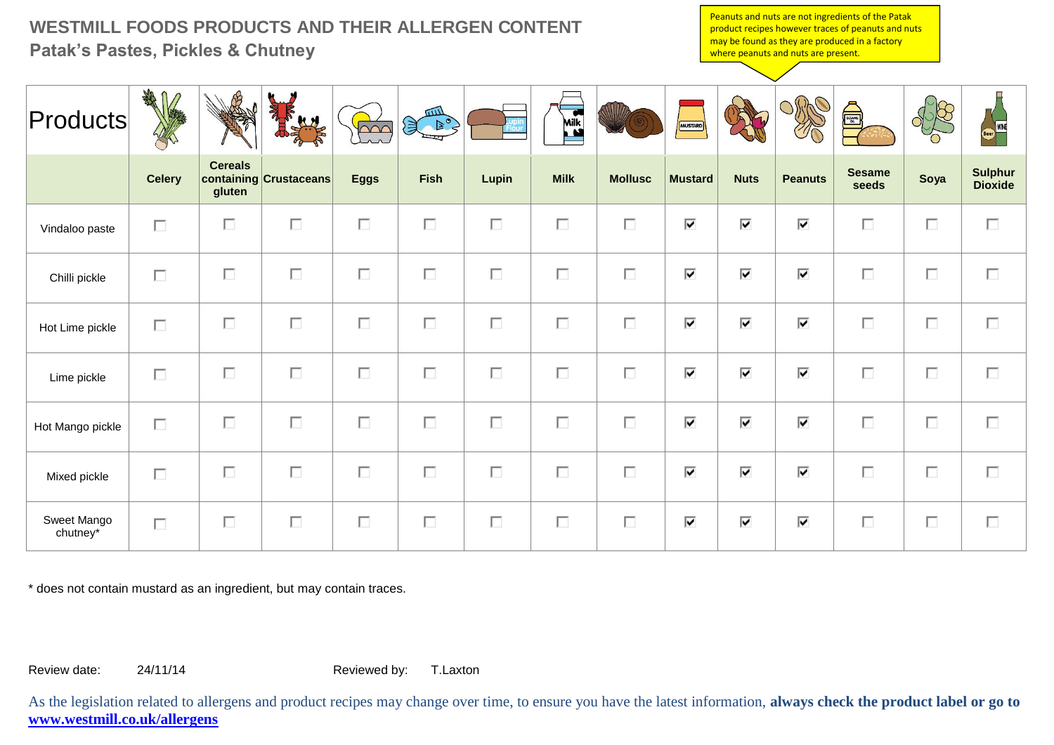# WESTMILL FOODS PRODUCTS AND THEIR ALLERGEN CONTENT

## Patak's Pastes, Pickles & Chutney

Peanuts and nuts are not ingredients of the Patak product recipes however traces of peanuts and nuts may be found as they are produced in a factory where peanuts and nuts are present.

| Products | Celery | Cereals containing gluten | Crustaceans | Eggs | Fish | Lupin | Milk | Mollusc | Mustard | Nuts | Peanuts | Sesame seeds | Soya | Sulphur Dioxide |
|---|---|---|---|---|---|---|---|---|---|---|---|---|---|---|
| Vindaloo paste | ☐ | ☐ | ☐ | ☐ | ☐ | ☐ | ☐ | ☐ | ☑ | ☑ | ☑ | ☐ | ☐ | ☐ |
| Chilli pickle | ☐ | ☐ | ☐ | ☐ | ☐ | ☐ | ☐ | ☐ | ☑ | ☑ | ☑ | ☐ | ☐ | ☐ |
| Hot Lime pickle | ☐ | ☐ | ☐ | ☐ | ☐ | ☐ | ☐ | ☐ | ☑ | ☑ | ☑ | ☐ | ☐ | ☐ |
| Lime pickle | ☐ | ☐ | ☐ | ☐ | ☐ | ☐ | ☐ | ☐ | ☑ | ☑ | ☑ | ☐ | ☐ | ☐ |
| Hot Mango pickle | ☐ | ☐ | ☐ | ☐ | ☐ | ☐ | ☐ | ☐ | ☑ | ☑ | ☑ | ☐ | ☐ | ☐ |
| Mixed pickle | ☐ | ☐ | ☐ | ☐ | ☐ | ☐ | ☐ | ☐ | ☑ | ☑ | ☑ | ☐ | ☐ | ☐ |
| Sweet Mango chutney* | ☐ | ☐ | ☐ | ☐ | ☐ | ☐ | ☐ | ☐ | ☑ | ☑ | ☑ | ☐ | ☐ | ☐ |

* does not contain mustard as an ingredient, but may contain traces.

Review date: 24/11/14 Reviewed by: T.Laxton

As the legislation related to allergens and product recipes may change over time, to ensure you have the latest information, **always check the product label or go to [www.westmill.co.uk/allergens](http://www.westmill.co.uk/allergens)**